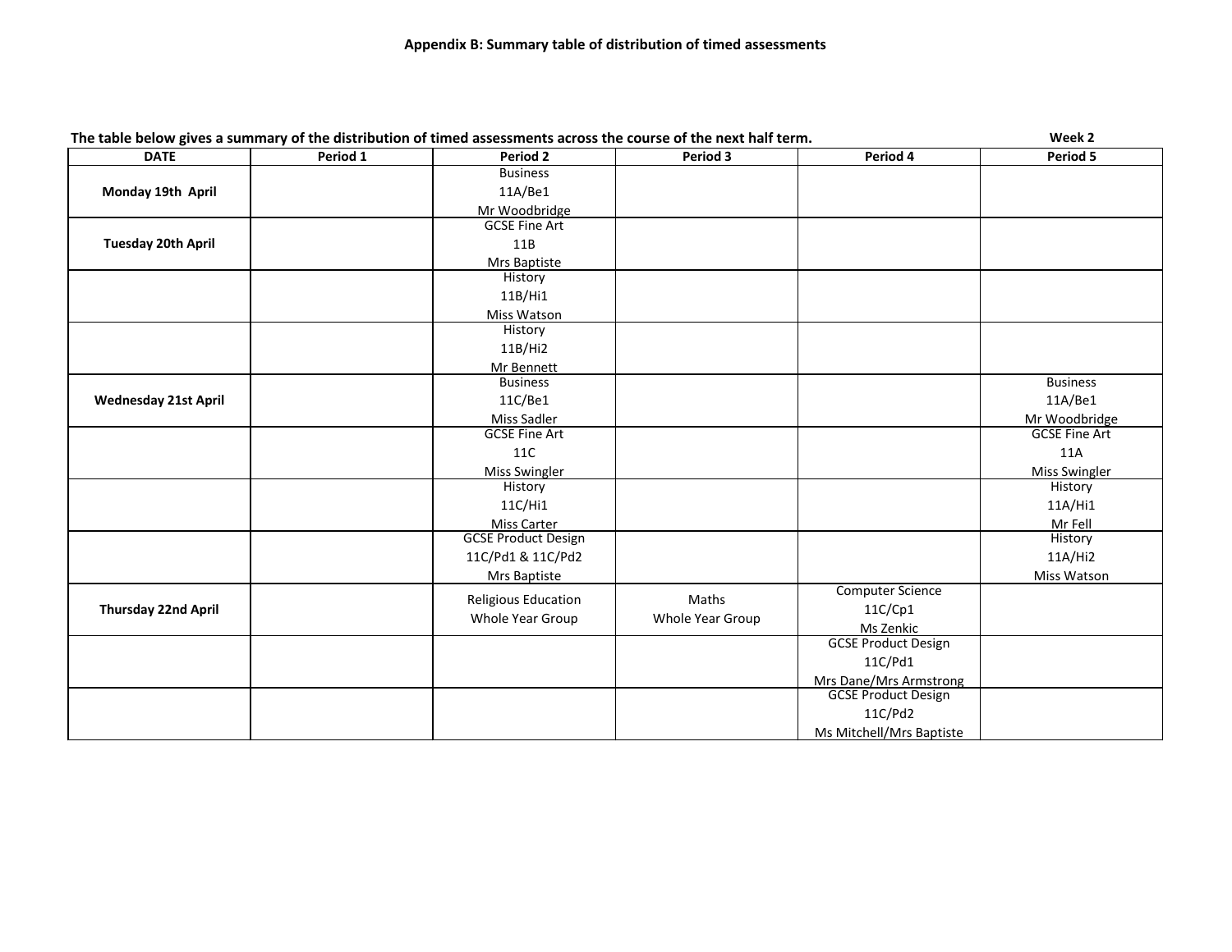**Appendix B: Summary table of distribution of timed assessments**

**The table below gives a summary of the distribution of timed assessments across the course of the next half term.** **Week 2**

| DATE | Period 1 | Period 2 | Period 3 | Period 4 | Period 5 |
|---|---|---|---|---|---|
| **Monday 19th April** | | Business 11A/Be1 Mr Woodbridge | | | |
| **Tuesday 20th April** | | GCSE Fine Art 11B Mrs Baptiste | | | |
| | | History 11B/Hi1 Miss Watson | | | |
| | | History 11B/Hi2 Mr Bennett | | | |
| **Wednesday 21st April** | | Business 11C/Be1 Miss Sadler | | | Business 11A/Be1 Mr Woodbridge |
| | | GCSE Fine Art 11C Miss Swingler | | | GCSE Fine Art 11A Miss Swingler |
| | | History 11C/Hi1 Miss Carter | | | History 11A/Hi1 Mr Fell |
| | | GCSE Product Design 11C/Pd1 & 11C/Pd2 Mrs Baptiste | | | History 11A/Hi2 Miss Watson |
| **Thursday 22nd April** | | Religious Education Whole Year Group | Maths Whole Year Group | Computer Science 11C/Cp1 Ms Zenkic | |
| | | | | GCSE Product Design 11C/Pd1 Mrs Dane/Mrs Armstrong | |
| | | | | GCSE Product Design 11C/Pd2 Ms Mitchell/Mrs Baptiste | |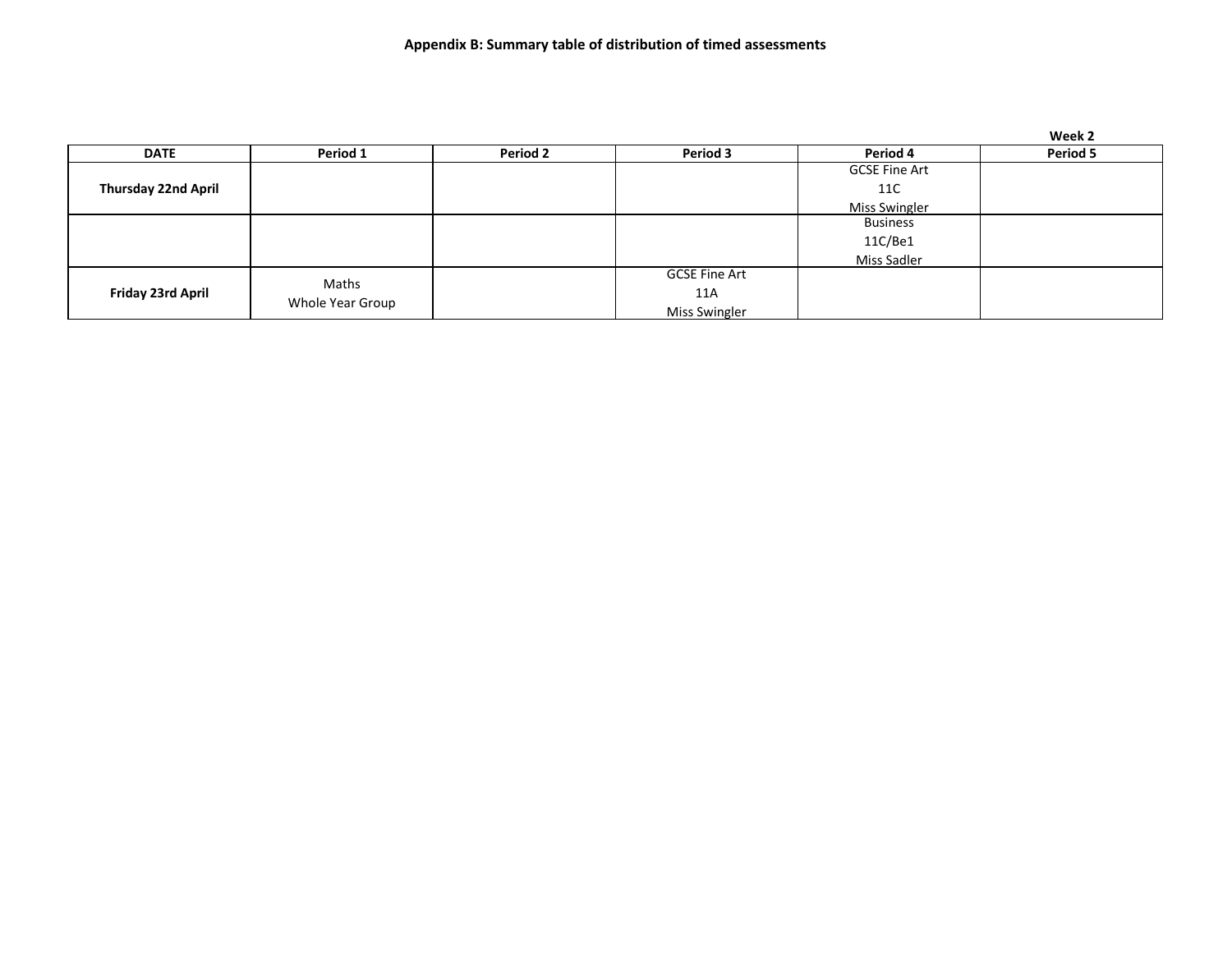**Appendix B: Summary table of distribution of timed assessments**

**Week 2**

| DATE | Period 1 | Period 2 | Period 3 | Period 4 | Period 5 |
|---|---|---|---|---|---|
| **Thursday 22nd April** | | | | GCSE Fine Art<br>11C<br>Miss Swingler | |
| | | | | Business<br>11C/Be1<br>Miss Sadler | |
| **Friday 23rd April** | Maths<br>Whole Year Group | | GCSE Fine Art<br>11A<br>Miss Swingler | | |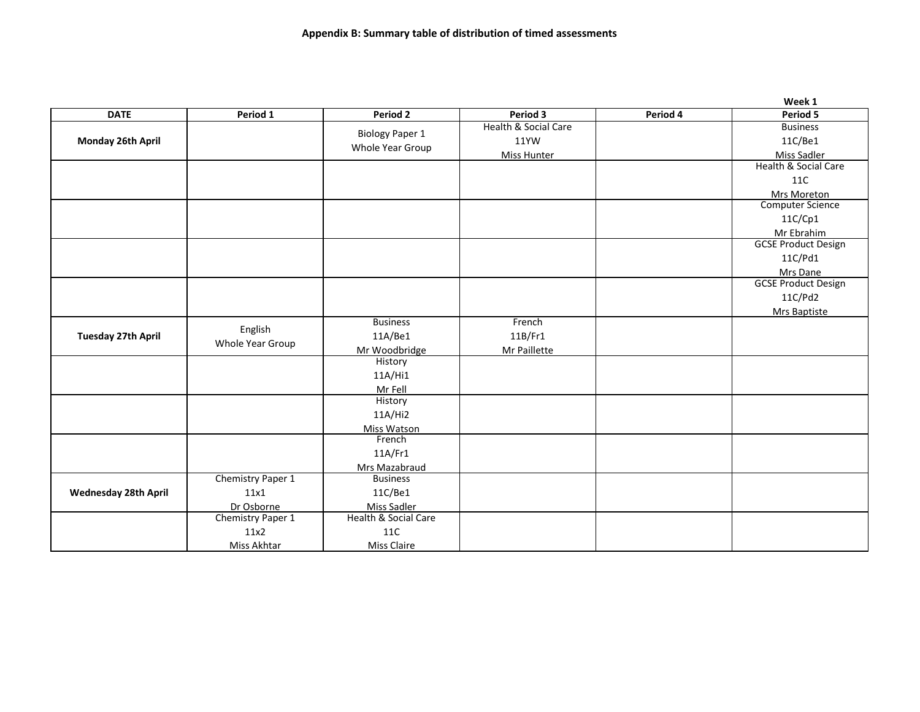**Appendix B: Summary table of distribution of timed assessments**

**Week 1**

| DATE | Period 1 | Period 2 | Period 3 | Period 4 | Period 5 |
|---|---|---|---|---|---|
| **Monday 26th April** | | Biology Paper 1<br>Whole Year Group | Health & Social Care<br>11YW<br>Miss Hunter | | Business<br>11C/Be1<br>Miss Sadler |
| | | | | | Health & Social Care<br>11C<br>Mrs Moreton |
| | | | | | Computer Science<br>11C/Cp1<br>Mr Ebrahim |
| | | | | | GCSE Product Design<br>11C/Pd1<br>Mrs Dane |
| | | | | | GCSE Product Design<br>11C/Pd2<br>Mrs Baptiste |
| **Tuesday 27th April** | English<br>Whole Year Group | Business<br>11A/Be1<br>Mr Woodbridge | French<br>11B/Fr1<br>Mr Paillette | | |
| | | History<br>11A/Hi1<br>Mr Fell | | | |
| | | History<br>11A/Hi2<br>Miss Watson | | | |
| | | French<br>11A/Fr1<br>Mrs Mazabraud | | | |
| **Wednesday 28th April** | Chemistry Paper 1<br>11x1<br>Dr Osborne | Business<br>11C/Be1<br>Miss Sadler | | | |
| | Chemistry Paper 1<br>11x2<br>Miss Akhtar | Health & Social Care<br>11C<br>Miss Claire | | | |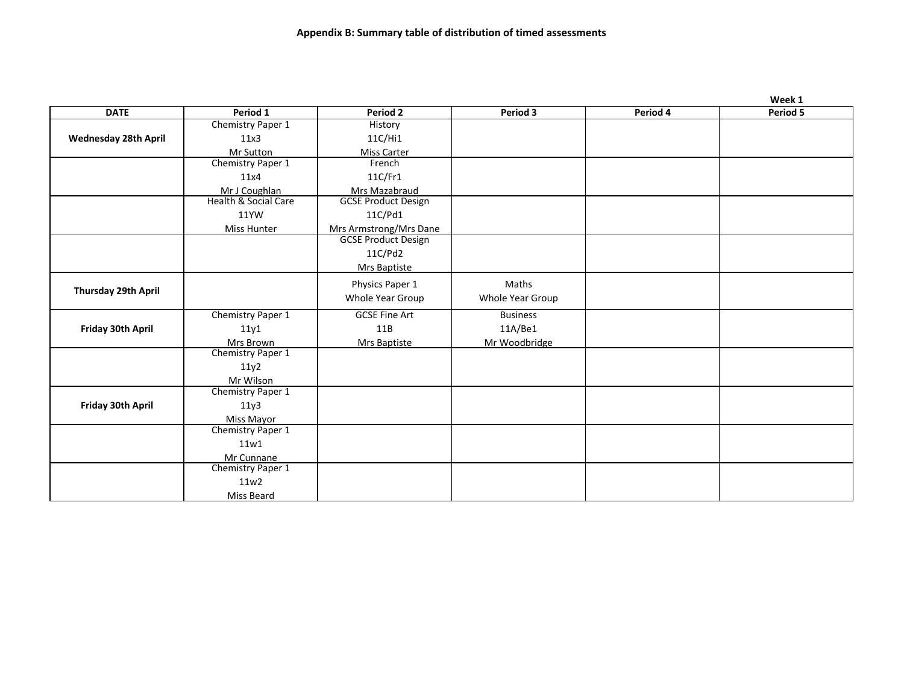**Appendix B: Summary table of distribution of timed assessments**

**Week 1**

| DATE | Period 1 | Period 2 | Period 3 | Period 4 | Period 5 |
|---|---|---|---|---|---|
| **Wednesday 28th April** | Chemistry Paper 1<br>11x3<br>Mr Sutton | History<br>11C/Hi1<br>Miss Carter | | | |
| | Chemistry Paper 1<br>11x4<br>Mr J Coughlan | French<br>11C/Fr1<br>Mrs Mazabraud | | | |
| | Health & Social Care<br>11YW<br>Miss Hunter | GCSE Product Design<br>11C/Pd1<br>Mrs Armstrong/Mrs Dane | | | |
| | | GCSE Product Design<br>11C/Pd2<br>Mrs Baptiste | | | |
| **Thursday 29th April** | | Physics Paper 1<br>Whole Year Group | Maths<br>Whole Year Group | | |
| **Friday 30th April** | Chemistry Paper 1<br>11y1<br>Mrs Brown | GCSE Fine Art<br>11B<br>Mrs Baptiste | Business<br>11A/Be1<br>Mr Woodbridge | | |
| | Chemistry Paper 1<br>11y2<br>Mr Wilson | | | | |
| **Friday 30th April** | Chemistry Paper 1<br>11y3<br>Miss Mayor | | | | |
| | Chemistry Paper 1<br>11w1<br>Mr Cunnane | | | | |
| | Chemistry Paper 1<br>11w2<br>Miss Beard | | | | |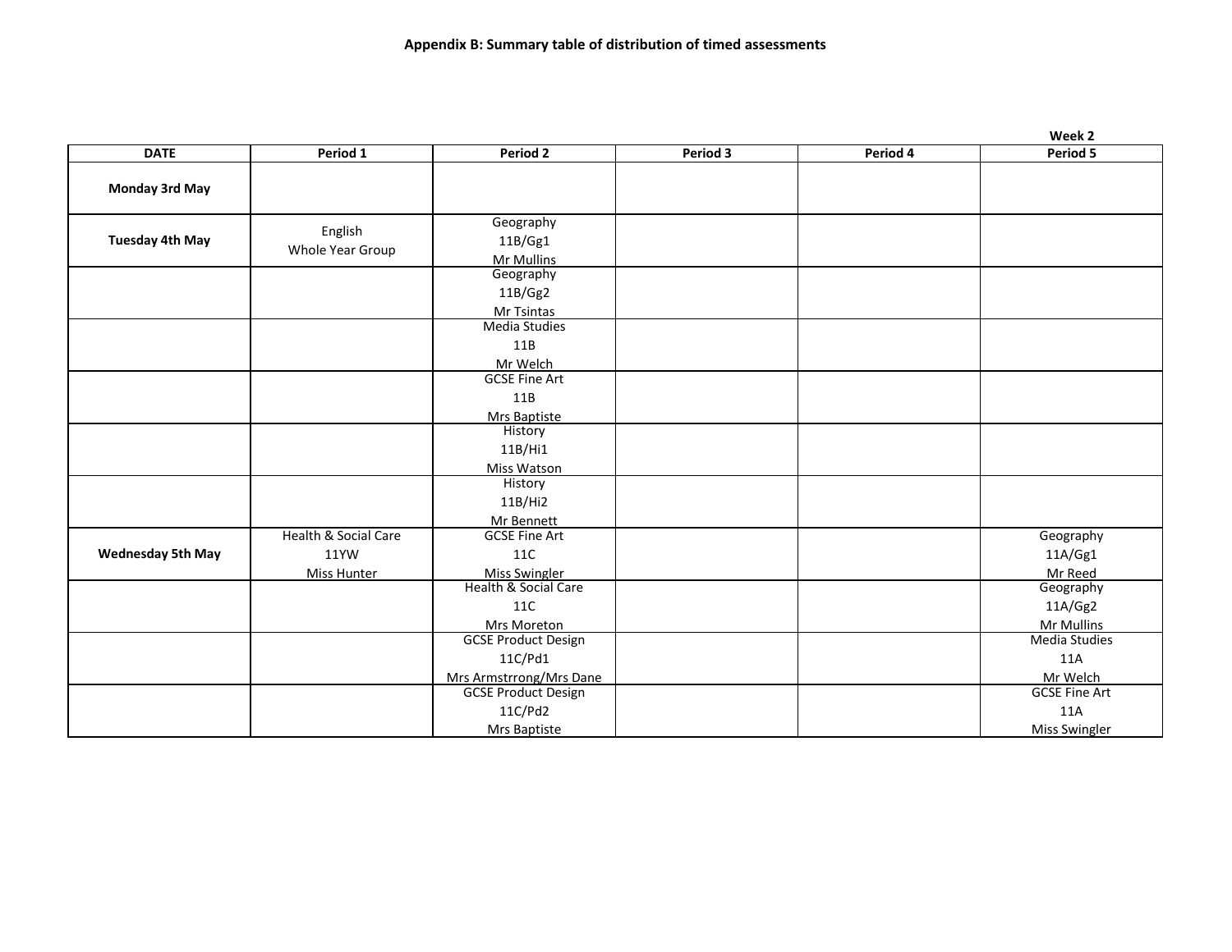**Appendix B: Summary table of distribution of timed assessments**

**Week 2**

| DATE | Period 1 | Period 2 | Period 3 | Period 4 | Period 5 |
|---|---|---|---|---|---|
| **Monday 3rd May** | | | | | |
| **Tuesday 4th May** | English Whole Year Group | Geography 11B/Gg1 Mr Mullins | | | |
| | | Geography 11B/Gg2 Mr Tsintas | | | |
| | | Media Studies 11B Mr Welch | | | |
| | | GCSE Fine Art 11B Mrs Baptiste | | | |
| | | History 11B/Hi1 Miss Watson | | | |
| | | History 11B/Hi2 Mr Bennett | | | |
| **Wednesday 5th May** | Health & Social Care 11YW Miss Hunter | GCSE Fine Art 11C Miss Swingler | | | Geography 11A/Gg1 Mr Reed |
| | | Health & Social Care 11C Mrs Moreton | | | Geography 11A/Gg2 Mr Mullins |
| | | GCSE Product Design 11C/Pd1 Mrs Armstrrong/Mrs Dane | | | Media Studies 11A Mr Welch |
| | | GCSE Product Design 11C/Pd2 Mrs Baptiste | | | GCSE Fine Art 11A Miss Swingler |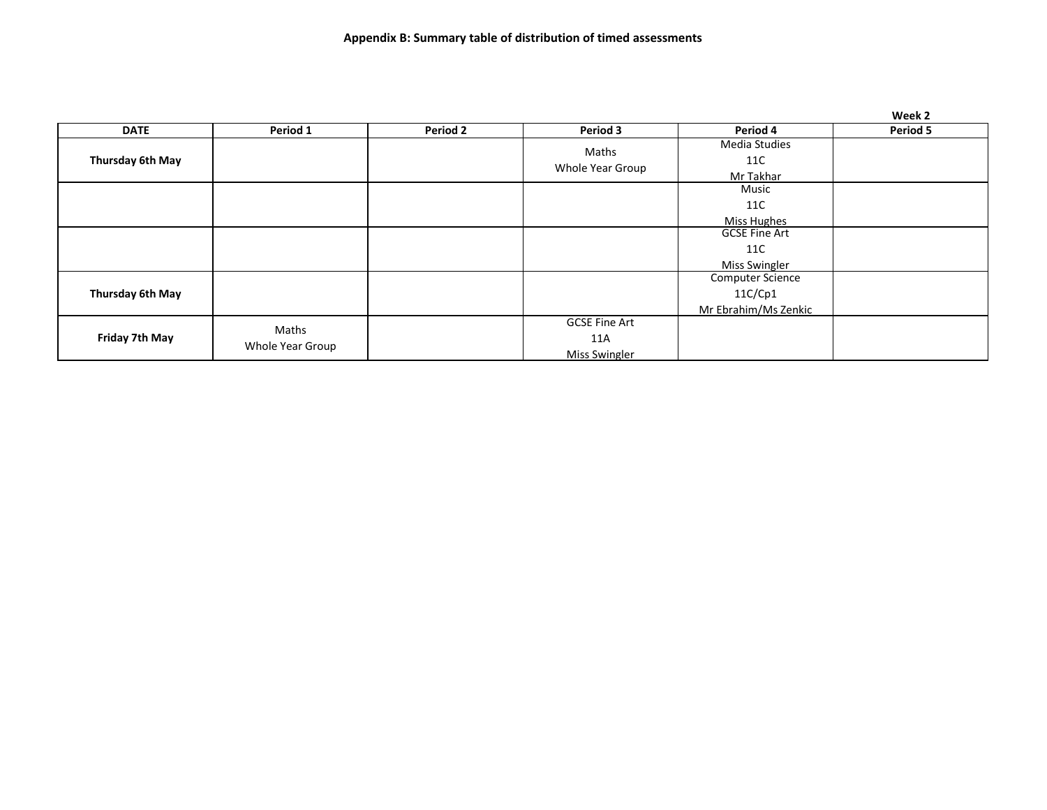**Appendix B: Summary table of distribution of timed assessments**

**Week 2**

| DATE | Period 1 | Period 2 | Period 3 | Period 4 | Period 5 |
|---|---|---|---|---|---|
| **Thursday 6th May** | | | Maths<br>Whole Year Group | Media Studies<br>11C<br>Mr Takhar | |
| | | | | Music<br>11C<br>Miss Hughes | |
| | | | | GCSE Fine Art<br>11C<br>Miss Swingler | |
| **Thursday 6th May** | | | | Computer Science<br>11C/Cp1<br>Mr Ebrahim/Ms Zenkic | |
| **Friday 7th May** | Maths<br>Whole Year Group | | GCSE Fine Art<br>11A<br>Miss Swingler | | |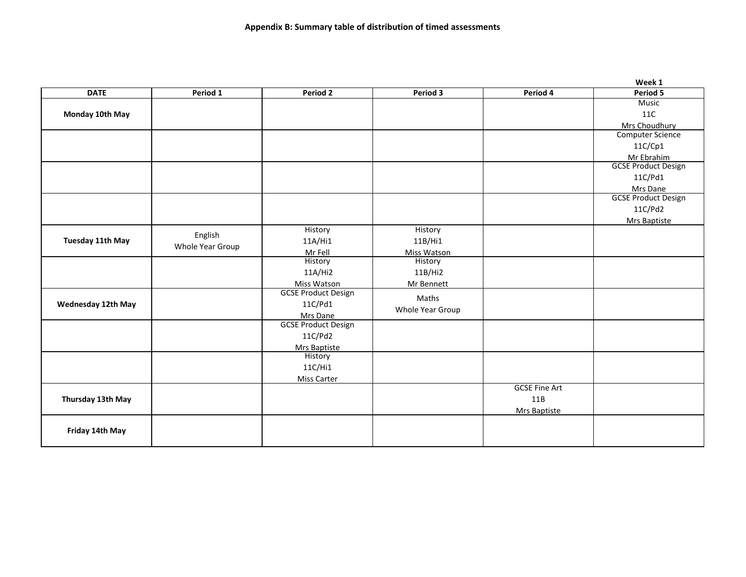**Appendix B: Summary table of distribution of timed assessments**

Week 1

| DATE | Period 1 | Period 2 | Period 3 | Period 4 | Period 5 |
|---|---|---|---|---|---|
| **Monday 10th May** | | | | | Music 11C Mrs Choudhury |
| | | | | | Computer Science 11C/Cp1 Mr Ebrahim |
| | | | | | GCSE Product Design 11C/Pd1 Mrs Dane |
| | | | | | GCSE Product Design 11C/Pd2 Mrs Baptiste |
| **Tuesday 11th May** | English Whole Year Group | History 11A/Hi1 Mr Fell | History 11B/Hi1 Miss Watson | | |
| | | History 11A/Hi2 Miss Watson | History 11B/Hi2 Mr Bennett | | |
| **Wednesday 12th May** | | GCSE Product Design 11C/Pd1 Mrs Dane | Maths Whole Year Group | | |
| | | GCSE Product Design 11C/Pd2 Mrs Baptiste | | | |
| | | History 11C/Hi1 Miss Carter | | | |
| **Thursday 13th May** | | | | GCSE Fine Art 11B Mrs Baptiste | |
| **Friday 14th May** | | | | | |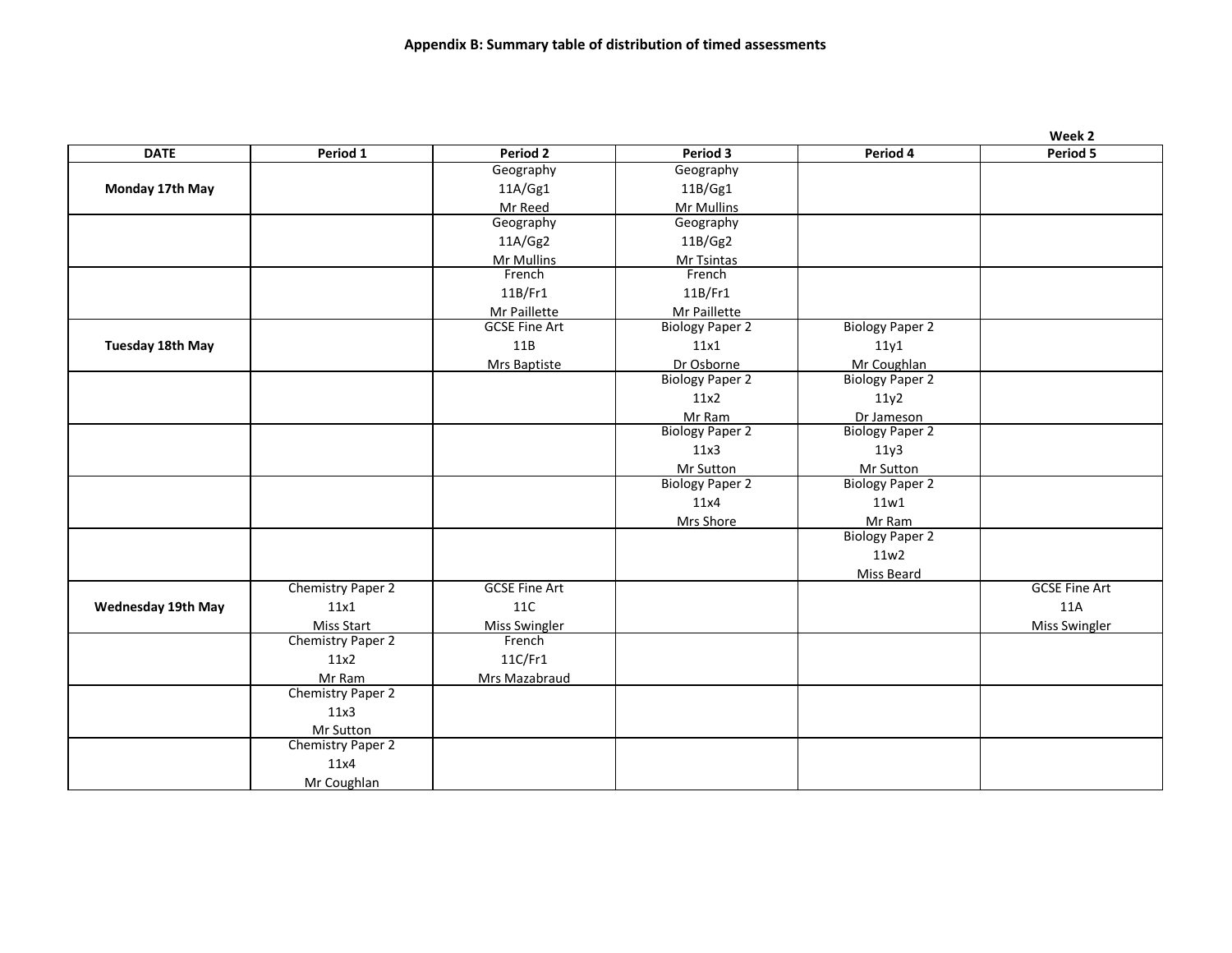**Appendix B: Summary table of distribution of timed assessments**

Week 2

| DATE | Period 1 | Period 2 | Period 3 | Period 4 | Period 5 |
|---|---|---|---|---|---|
| **Monday 17th May** | | Geography 11A/Gg1 Mr Reed | Geography 11B/Gg1 Mr Mullins | | |
| | | Geography 11A/Gg2 Mr Mullins | Geography 11B/Gg2 Mr Tsintas | | |
| | | French 11B/Fr1 Mr Paillette | French 11B/Fr1 Mr Paillette | | |
| **Tuesday 18th May** | | GCSE Fine Art 11B Mrs Baptiste | Biology Paper 2 11x1 Dr Osborne | Biology Paper 2 11y1 Mr Coughlan | |
| | | | Biology Paper 2 11x2 Mr Ram | Biology Paper 2 11y2 Dr Jameson | |
| | | | Biology Paper 2 11x3 Mr Sutton | Biology Paper 2 11y3 Mr Sutton | |
| | | | Biology Paper 2 11x4 Mrs Shore | Biology Paper 2 11w1 Mr Ram | |
| | | | | Biology Paper 2 11w2 Miss Beard | |
| **Wednesday 19th May** | Chemistry Paper 2 11x1 Miss Start | GCSE Fine Art 11C Miss Swingler | | | GCSE Fine Art 11A Miss Swingler |
| | Chemistry Paper 2 11x2 Mr Ram | French 11C/Fr1 Mrs Mazabraud | | | |
| | Chemistry Paper 2 11x3 Mr Sutton | | | | |
| | Chemistry Paper 2 11x4 Mr Coughlan | | | | |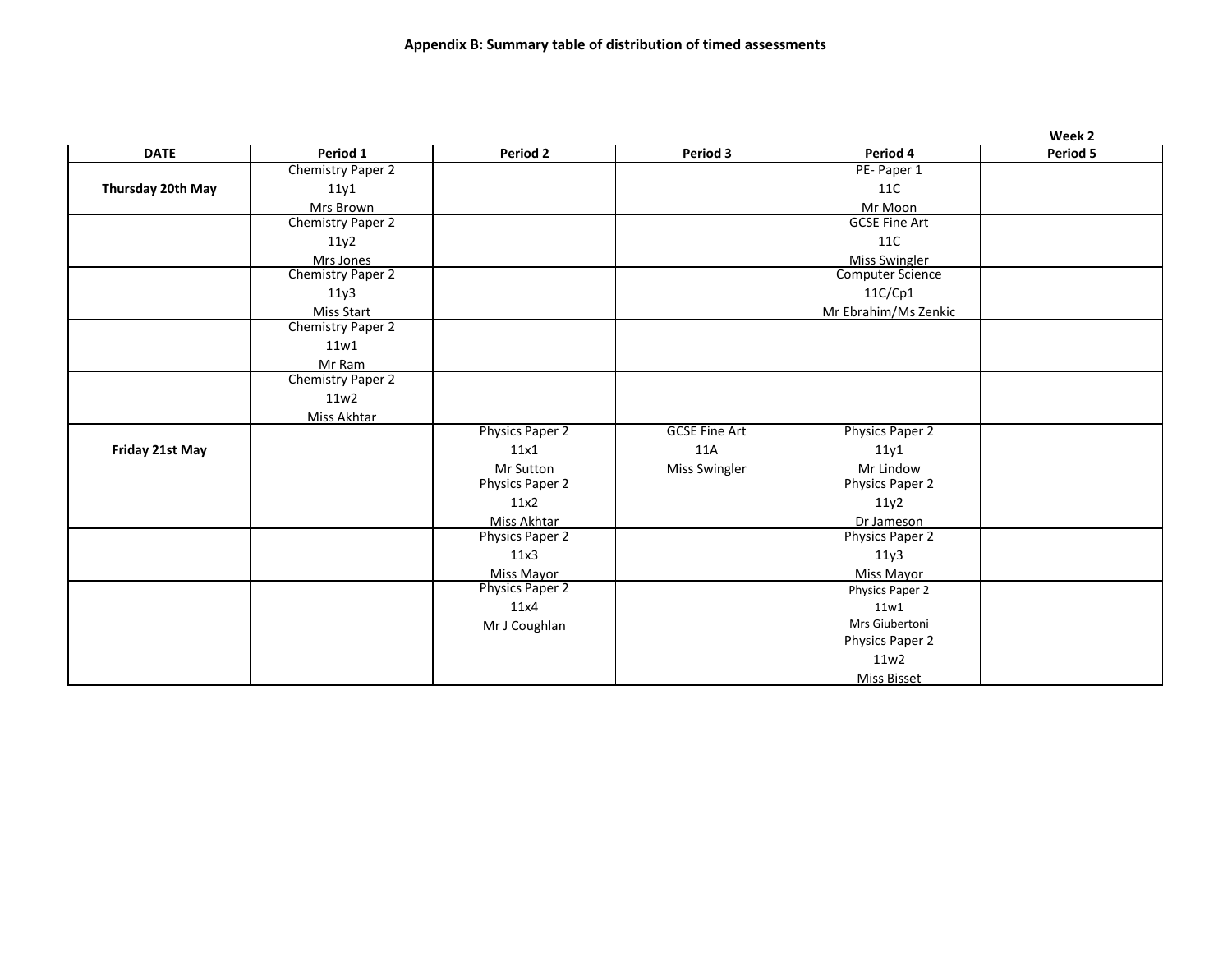**Appendix B: Summary table of distribution of timed assessments**

**Week 2**

| DATE | Period 1 | Period 2 | Period 3 | Period 4 | Period 5 |
|---|---|---|---|---|---|
| **Thursday 20th May** | Chemistry Paper 2<br>11y1<br>Mrs Brown | | | PE- Paper 1<br>11C<br>Mr Moon | |
| | Chemistry Paper 2<br>11y2<br>Mrs Jones | | | GCSE Fine Art<br>11C<br>Miss Swingler | |
| | Chemistry Paper 2<br>11y3<br>Miss Start | | | Computer Science<br>11C/Cp1<br>Mr Ebrahim/Ms Zenkic | |
| | Chemistry Paper 2<br>11w1<br>Mr Ram | | | | |
| | Chemistry Paper 2<br>11w2<br>Miss Akhtar | | | | |
| **Friday 21st May** | | Physics Paper 2<br>11x1<br>Mr Sutton | GCSE Fine Art<br>11A<br>Miss Swingler | Physics Paper 2<br>11y1<br>Mr Lindow | |
| | | Physics Paper 2<br>11x2<br>Miss Akhtar | | Physics Paper 2<br>11y2<br>Dr Jameson | |
| | | Physics Paper 2<br>11x3<br>Miss Mayor | | Physics Paper 2<br>11y3<br>Miss Mayor | |
| | | Physics Paper 2<br>11x4<br>Mr J Coughlan | | Physics Paper 2<br>11w1<br>Mrs Giubertoni | |
| | | | | Physics Paper 2<br>11w2<br>Miss Bisset | |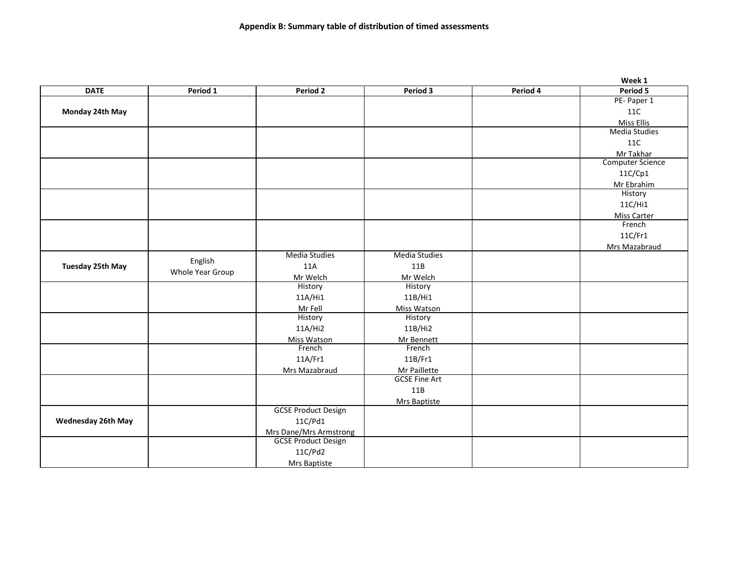**Appendix B: Summary table of distribution of timed assessments**

**Week 1**

| DATE | Period 1 | Period 2 | Period 3 | Period 4 | Period 5 |
|---|---|---|---|---|---|
| **Monday 24th May** | | | | | PE- Paper 1<br>11C<br>Miss Ellis |
| | | | | | Media Studies<br>11C<br>Mr Takhar |
| | | | | | Computer Science<br>11C/Cp1<br>Mr Ebrahim |
| | | | | | History<br>11C/Hi1<br>Miss Carter |
| | | | | | French<br>11C/Fr1<br>Mrs Mazabraud |
| **Tuesday 25th May** | English<br>Whole Year Group | Media Studies<br>11A<br>Mr Welch | Media Studies<br>11B<br>Mr Welch | | |
| | | History<br>11A/Hi1<br>Mr Fell | History<br>11B/Hi1<br>Miss Watson | | |
| | | History<br>11A/Hi2<br>Miss Watson | History<br>11B/Hi2<br>Mr Bennett | | |
| | | French<br>11A/Fr1<br>Mrs Mazabraud | French<br>11B/Fr1<br>Mr Paillette | | |
| | | | GCSE Fine Art<br>11B<br>Mrs Baptiste | | |
| **Wednesday 26th May** | | GCSE Product Design<br>11C/Pd1<br>Mrs Dane/Mrs Armstrong | | | |
| | | GCSE Product Design<br>11C/Pd2<br>Mrs Baptiste | | | |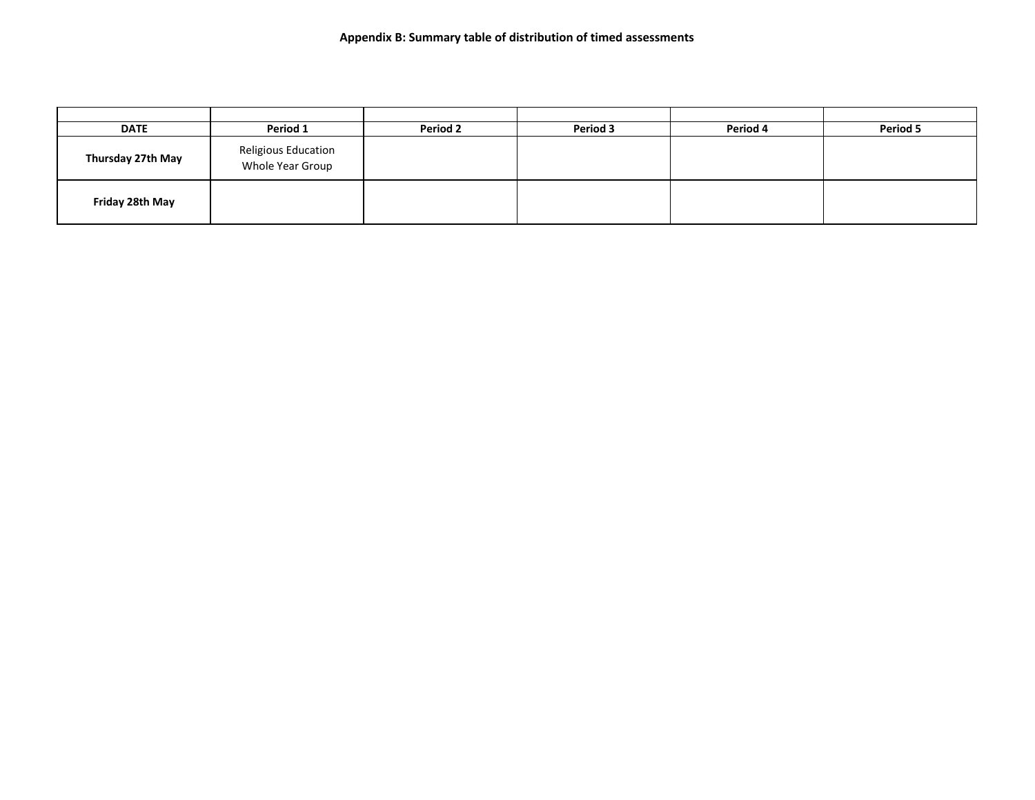**Appendix B: Summary table of distribution of timed assessments**

| | | | | | |
|---|---|---|---|---|---|
| **DATE** | **Period 1** | **Period 2** | **Period 3** | **Period 4** | **Period 5** |
| **Thursday 27th May** | Religious Education Whole Year Group | | | | |
| **Friday 28th May** | | | | | |